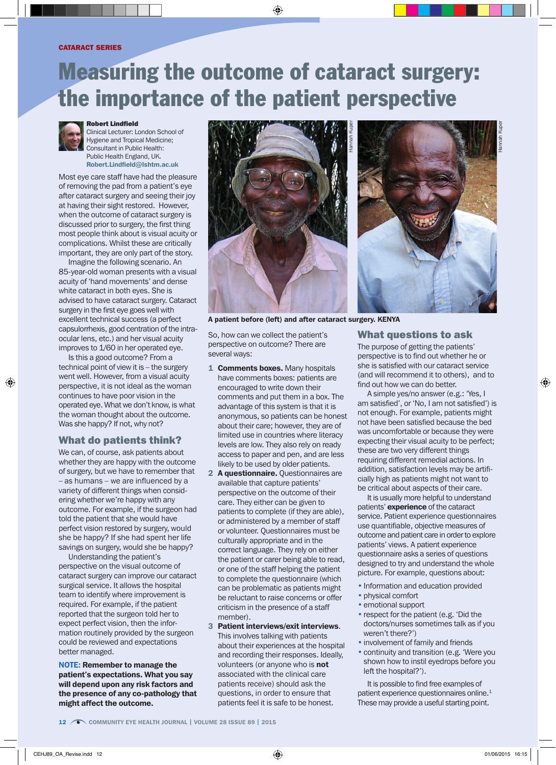CATARACT SERIES

# Measuring the outcome of cataract surgery: the importance of the patient perspective

**Robert Lindfield**
Clinical Lecturer: London School of Hygiene and Tropical Medicine; Consultant in Public Health: Public Health England, UK.
Robert.Lindfield@lshtm.ac.uk

Most eye care staff have had the pleasure of removing the pad from a patient's eye after cataract surgery and seeing their joy at having their sight restored. However, when the outcome of cataract surgery is discussed prior to surgery, the first thing most people think about is visual acuity or complications. Whilst these are critically important, they are only part of the story.

Imagine the following scenario. An 85-year-old woman presents with a visual acuity of 'hand movements' and dense white cataract in both eyes. She is advised to have cataract surgery. Cataract surgery in the first eye goes well with excellent technical success (a perfect capsulorrhexis, good centration of the intra-ocular lens, etc.) and her visual acuity improves to 1/60 in her operated eye.

Is this a good outcome? From a technical point of view it is – the surgery went well. However, from a visual acuity perspective, it is not ideal as the woman continues to have poor vision in the operated eye. What we don't know, is what the woman thought about the outcome. Was she happy? If not, why not?

## What do patients think?

We can, of course, ask patients about whether they are happy with the outcome of surgery, but we have to remember that – as humans – we are influenced by a variety of different things when considering whether we're happy with any outcome. For example, if the surgeon had told the patient that she would have perfect vision restored by surgery, would she be happy? If she had spent her life savings on surgery, would she be happy?

Understanding the patient's perspective on the visual outcome of cataract surgery can improve our cataract surgical service. It allows the hospital team to identify where improvement is required. For example, if the patient reported that the surgeon told her to expect perfect vision, then the information routinely provided by the surgeon could be reviewed and expectations better managed.

**NOTE: Remember to manage the patient's expectations. What you say will depend upon any risk factors and the presence of any co-pathology that might affect the outcome.**

A patient before (left) and after cataract surgery. KENYA

So, how can we collect the patient's perspective on outcome? There are several ways:

1. **Comments boxes.** Many hospitals have comments boxes: patients are encouraged to write down their comments and put them in a box. The advantage of this system is that it is anonymous, so patients can be honest about their care; however, they are of limited use in countries where literacy levels are low. They also rely on ready access to paper and pen, and are less likely to be used by older patients.
2. **A questionnaire.** Questionnaires are available that capture patients' perspective on the outcome of their care. They either can be given to patients to complete (if they are able), or administered by a member of staff or volunteer. Questionnaires must be culturally appropriate and in the correct language. They rely on either the patient or carer being able to read, or one of the staff helping the patient to complete the questionnaire (which can be problematic as patients might be reluctant to raise concerns or offer criticism in the presence of a staff member).
3. **Patient interviews/exit interviews.** This involves talking with patients about their experiences at the hospital and recording their responses. Ideally, volunteers (or anyone who is **not** associated with the clinical care patients receive) should ask the questions, in order to ensure that patients feel it is safe to be honest.

## What questions to ask

The purpose of getting the patients' perspective is to find out whether he or she is satisfied with our cataract service (and will recommend it to others), and to find out how we can do better.

A simple yes/no answer (e.g.: 'Yes, I am satisfied', or 'No, I am not satisfied') is not enough. For example, patients might not have been satisfied because the bed was uncomfortable or because they were expecting their visual acuity to be perfect; these are two very different things requiring different remedial actions. In addition, satisfaction levels may be artificially high as patients might not want to be critical about aspects of their care.

It is usually more helpful to understand patients' **experience** of the cataract service. Patient experience questionnaires use quantifiable, objective measures of outcome and patient care in order to explore patients' views. A patient experience questionnaire asks a series of questions designed to try and understand the whole picture. For example, questions about:

- Information and education provided
- physical comfort
- emotional support
- respect for the patient (e.g. 'Did the doctors/nurses sometimes talk as if you weren't there?')
- involvement of family and friends
- continuity and transition (e.g. 'Were you shown how to instil eyedrops before you left the hospital?').

It is possible to find free examples of patient experience questionnaires online.[1] These may provide a useful starting point.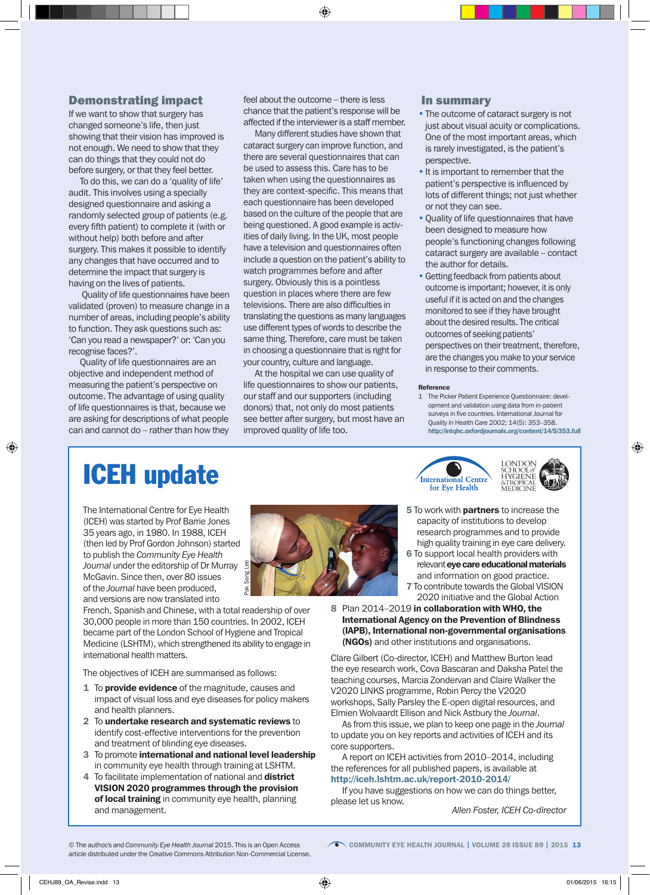## Demonstrating impact

If we want to show that surgery has changed someone's life, then just showing that their vision has improved is not enough. We need to show that they can do things that they could not do before surgery, or that they feel better.

To do this, we can do a 'quality of life' audit. This involves using a specially designed questionnaire and asking a randomly selected group of patients (e.g. every fifth patient) to complete it (with or without help) both before and after surgery. This makes it possible to identify any changes that have occurred and to determine the impact that surgery is having on the lives of patients.

Quality of life questionnaires have been validated (proven) to measure change in a number of areas, including people's ability to function. They ask questions such as: 'Can you read a newspaper?' or: 'Can you recognise faces?'.

Quality of life questionnaires are an objective and independent method of measuring the patient's perspective on outcome. The advantage of using quality of life questionnaires is that, because we are asking for descriptions of what people can and cannot do – rather than how they feel about the outcome – there is less chance that the patient's response will be affected if the interviewer is a staff member.

Many different studies have shown that cataract surgery can improve function, and there are several questionnaires that can be used to assess this. Care has to be taken when using the questionnaires as they are context-specific. This means that each questionnaire has been developed based on the culture of the people that are being questioned. A good example is activities of daily living. In the UK, most people have a television and questionnaires often include a question on the patient's ability to watch programmes before and after surgery. Obviously this is a pointless question in places where there are few televisions. There are also difficulties in translating the questions as many languages use different types of words to describe the same thing. Therefore, care must be taken in choosing a questionnaire that is right for your country, culture and language.

At the hospital we can use quality of life questionnaires to show our patients, our staff and our supporters (including donors) that, not only do most patients see better after surgery, but most have an improved quality of life too.

## In summary

- The outcome of cataract surgery is not just about visual acuity or complications. One of the most important areas, which is rarely investigated, is the patient's perspective.
- It is important to remember that the patient's perspective is influenced by lots of different things; not just whether or not they can see.
- Quality of life questionnaires that have been designed to measure how people's functioning changes following cataract surgery are available – contact the author for details.
- Getting feedback from patients about outcome is important; however, it is only useful if it is acted on and the changes monitored to see if they have brought about the desired results. The critical outcomes of seeking patients' perspectives on their treatment, therefore, are the changes you make to your service in response to their comments.

**Reference**

1 The Picker Patient Experience Questionnaire: development and validation using data from in-patient surveys in five countries. International Journal for Quality in Health Care 2002; 14(5): 353–358. **http://intqhc.oxfordjournals.org/content/14/5/353.full**

# ICEH update

The International Centre for Eye Health (ICEH) was started by Prof Barrie Jones 35 years ago, in 1980. In 1988, ICEH (then led by Prof Gordon Johnson) started to publish the *Community Eye Health Journal* under the editorship of Dr Murray McGavin. Since then, over 80 issues of the *Journal* have been produced, and versions are now translated into French, Spanish and Chinese, with a total readership of over 30,000 people in more than 150 countries. In 2002, ICEH became part of the London School of Hygiene and Tropical Medicine (LSHTM), which strengthened its ability to engage in international health matters.

Pak Sang Lee

The objectives of ICEH are summarised as follows:

1. To **provide evidence** of the magnitude, causes and impact of visual loss and eye diseases for policy makers and health planners.
2. To **undertake research and systematic reviews** to identify cost-effective interventions for the prevention and treatment of blinding eye diseases.
3. To promote **international and national level leadership** in community eye health through training at LSHTM.
4. To facilitate implementation of national and **district VISION 2020 programmes through the provision of local training** in community eye health, planning and management.
5. To work with **partners** to increase the capacity of institutions to develop research programmes and to provide high quality training in eye care delivery.
6. To support local health providers with relevant **eye care educational materials** and information on good practice.
7. To contribute towards the Global VISION 2020 initiative and the Global Action
8. Plan 2014–2019 **in collaboration with WHO, the International Agency on the Prevention of Blindness (IAPB), International non-governmental organisations (NGOs)** and other institutions and organisations.

Clare Gilbert (Co-director, ICEH) and Matthew Burton lead the eye research work, Cova Bascaran and Daksha Patel the teaching courses, Marcia Zondervan and Claire Walker the V2020 LINKS programme, Robin Percy the V2020 workshops, Sally Parsley the E-open digital resources, and Elmien Wolvaardt Ellison and Nick Astbury the *Journal*.

As from this issue, we plan to keep one page in the *Journal* to update you on key reports and activities of ICEH and its core supporters.

A report on ICEH activities from 2010–2014, including the references for all published papers, is available at **http://iceh.lshtm.ac.uk/report-2010-2014/**

If you have suggestions on how we can do things better, please let us know.

*Allen Foster, ICEH Co-director*

© The author/s and *Community Eye Health Journal* 2015. This is an Open Access article distributed under the Creative Commons Attribution Non-Commercial License.